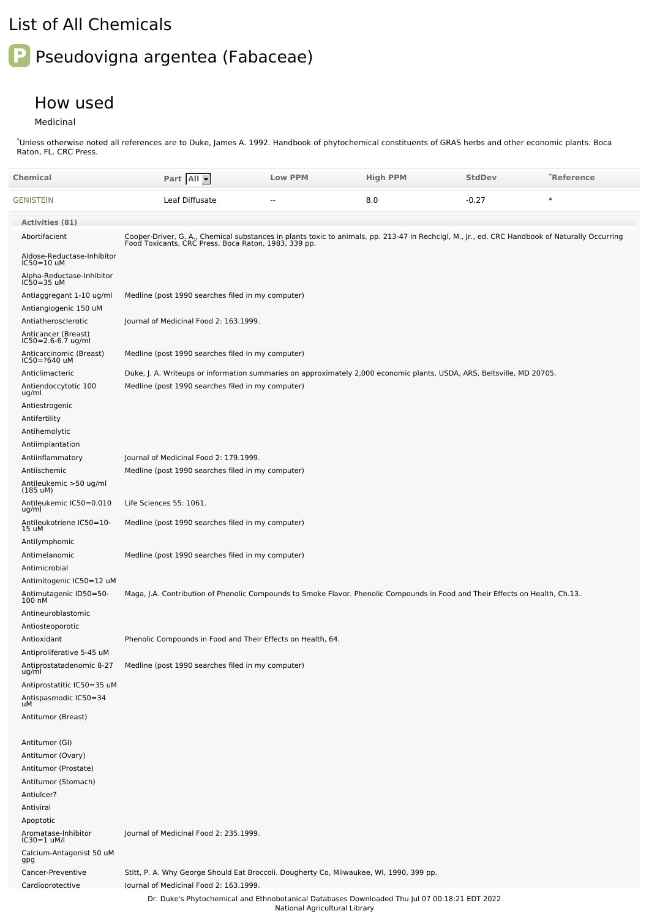# List of All Chemicals

## P Pseudovigna argentea (Fabaceae)

### How used

Medicinal

*Unless otherwise noted all references are to Duke, James A. 1992. Handbook of phytochemical constituents of GRAS herbs and other economic plants. Boca Raton, FL. CRC Press.

| Chemical | Part | Low PPM | High PPM | StdDev | *Reference |
|---|---|---|---|---|---|
| GENISTEIN | Leaf Diffusate | -- | 8.0 | -0.27 | * |

| Activities (81) | |
|---|---|
| Abortifacient | Cooper-Driver, G. A., Chemical substances in plants toxic to animals, pp. 213-47 in Rechcigl, M., Jr., ed. CRC Handbook of Naturally Occurring Food Toxicants, CRC Press, Boca Raton, 1983, 339 pp. |
| Aldose-Reductase-Inhibitor IC50=10 uM | |
| Alpha-Reductase-Inhibitor IC50=35 uM | |
| Antiaggregant 1-10 ug/ml | Medline (post 1990 searches filed in my computer) |
| Antiangiogenic 150 uM | |
| Antiatherosclerotic | Journal of Medicinal Food 2: 163.1999. |
| Anticancer (Breast) IC50=2.6-6.7 ug/ml | |
| Anticarcinomic (Breast) IC50=?640 uM | Medline (post 1990 searches filed in my computer) |
| Anticlimacteric | Duke, J. A. Writeups or information summaries on approximately 2,000 economic plants, USDA, ARS, Beltsville, MD 20705. |
| Antiendoccytotic 100 ug/ml | Medline (post 1990 searches filed in my computer) |
| Antiestrogenic | |
| Antifertility | |
| Antihemolytic | |
| Antiimplantation | |
| Antiinflammatory | Journal of Medicinal Food 2: 179.1999. |
| Antiischemic | Medline (post 1990 searches filed in my computer) |
| Antileukemic >50 ug/ml (185 uM) | |
| Antileukemic IC50=0.010 ug/ml | Life Sciences 55: 1061. |
| Antileukotriene IC50=10-15 uM | Medline (post 1990 searches filed in my computer) |
| Antilymphomic | |
| Antimelanomic | Medline (post 1990 searches filed in my computer) |
| Antimicrobial | |
| Antimitogenic IC50=12 uM | |
| Antimutagenic ID50=50-100 nM | Maga, J.A. Contribution of Phenolic Compounds to Smoke Flavor. Phenolic Compounds in Food and Their Effects on Health, Ch.13. |
| Antineuroblastomic | |
| Antiosteoporotic | |
| Antioxidant | Phenolic Compounds in Food and Their Effects on Health, 64. |
| Antiproliferative 5-45 uM | |
| Antiprostatadenomic 8-27 ug/ml | Medline (post 1990 searches filed in my computer) |
| Antiprostatitic IC50=35 uM | |
| Antispasmodic IC50=34 uM | |
| Antitumor (Breast) | |
| Antitumor (GI) | |
| Antitumor (Ovary) | |
| Antitumor (Prostate) | |
| Antitumor (Stomach) | |
| Antiulcer? | |
| Antiviral | |
| Apoptotic | |
| Aromatase-Inhibitor IC30=1 uM/l | Journal of Medicinal Food 2: 235.1999. |
| Calcium-Antagonist 50 uM gpg | |
| Cancer-Preventive | Stitt, P. A. Why George Should Eat Broccoli. Dougherty Co, Milwaukee, WI, 1990, 399 pp. |
| Cardioprotective | Journal of Medicinal Food 2: 163.1999. |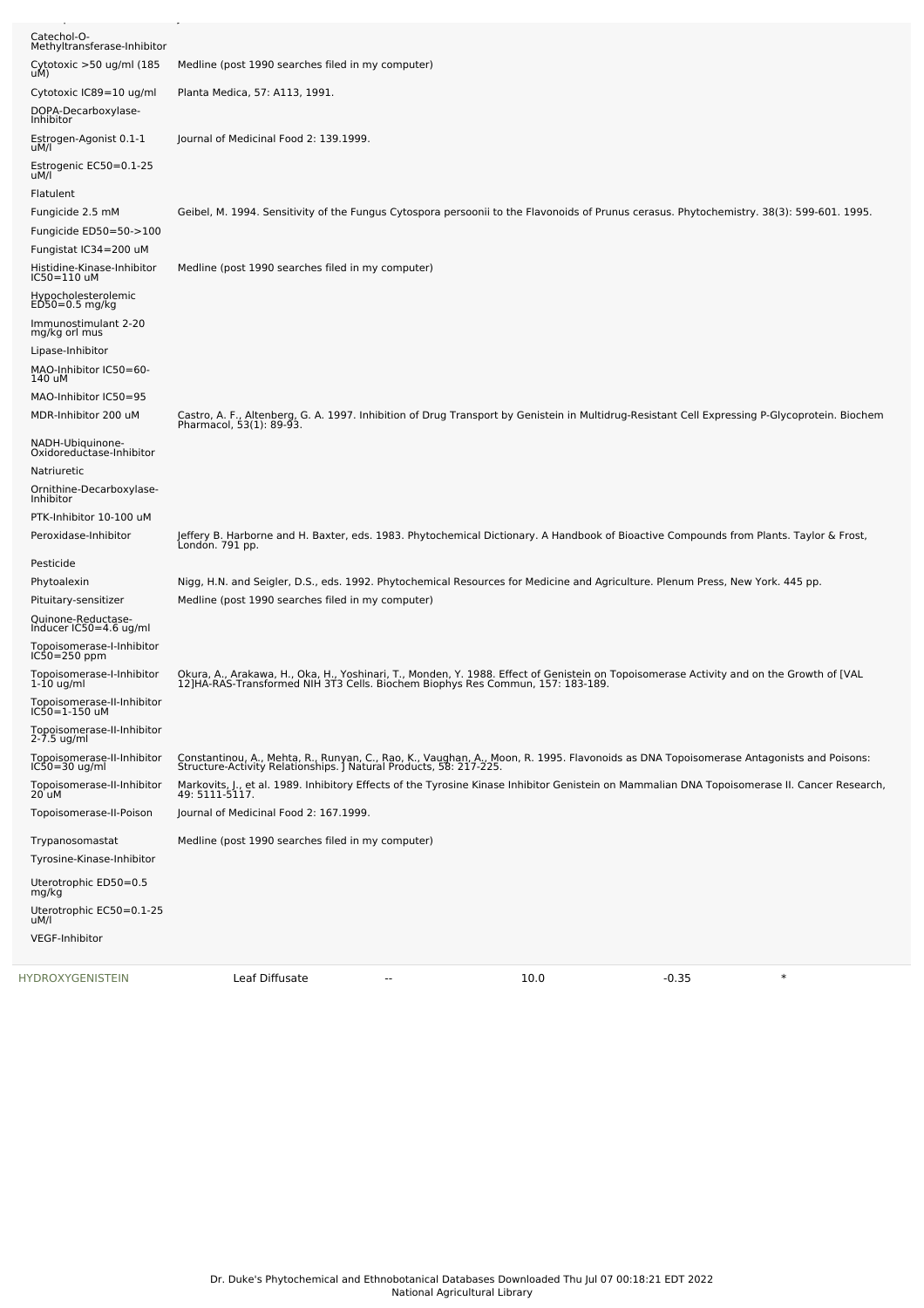| | |
|---|---|
| Catechol-O-Methyltransferase-Inhibitor | |
| Cytotoxic >50 ug/ml (185 uM) | Medline (post 1990 searches filed in my computer) |
| Cytotoxic IC89=10 ug/ml | Planta Medica, 57: A113, 1991. |
| DOPA-Decarboxylase-Inhibitor | |
| Estrogen-Agonist 0.1-1 uM/l | Journal of Medicinal Food 2: 139.1999. |
| Estrogenic EC50=0.1-25 uM/l | |
| Flatulent | |
| Fungicide 2.5 mM | Geibel, M. 1994. Sensitivity of the Fungus Cytospora persoonii to the Flavonoids of Prunus cerasus. Phytochemistry. 38(3): 599-601. 1995. |
| Fungicide ED50=50->100 | |
| Fungistat IC34=200 uM | |
| Histidine-Kinase-Inhibitor IC50=110 uM | Medline (post 1990 searches filed in my computer) |
| Hypocholesterolemic ED50=0.5 mg/kg | |
| Immunostimulant 2-20 mg/kg orl mus | |
| Lipase-Inhibitor | |
| MAO-Inhibitor IC50=60-140 uM | |
| MAO-Inhibitor IC50=95 | |
| MDR-Inhibitor 200 uM | Castro, A. F., Altenberg, G. A. 1997. Inhibition of Drug Transport by Genistein in Multidrug-Resistant Cell Expressing P-Glycoprotein. Biochem Pharmacol, 53(1): 89-93. |
| NADH-Ubiquinone-Oxidoreductase-Inhibitor | |
| Natriuretic | |
| Ornithine-Decarboxylase-Inhibitor | |
| PTK-Inhibitor 10-100 uM | |
| Peroxidase-Inhibitor | Jeffery B. Harborne and H. Baxter, eds. 1983. Phytochemical Dictionary. A Handbook of Bioactive Compounds from Plants. Taylor & Frost, London. 791 pp. |
| Pesticide | |
| Phytoalexin | Nigg, H.N. and Seigler, D.S., eds. 1992. Phytochemical Resources for Medicine and Agriculture. Plenum Press, New York. 445 pp. |
| Pituitary-sensitizer | Medline (post 1990 searches filed in my computer) |
| Quinone-Reductase-Inducer IC50=4.6 ug/ml | |
| Topoisomerase-I-Inhibitor IC50=250 ppm | |
| Topoisomerase-I-Inhibitor 1-10 ug/ml | Okura, A., Arakawa, H., Oka, H., Yoshinari, T., Monden, Y. 1988. Effect of Genistein on Topoisomerase Activity and on the Growth of [VAL 12]HA-RAS-Transformed NIH 3T3 Cells. Biochem Biophys Res Commun, 157: 183-189. |
| Topoisomerase-II-Inhibitor IC50=1-150 uM | |
| Topoisomerase-II-Inhibitor 2-7.5 ug/ml | |
| Topoisomerase-II-Inhibitor IC50=30 ug/ml | Constantinou, A., Mehta, R., Runyan, C., Rao, K., Vaughan, A., Moon, R. 1995. Flavonoids as DNA Topoisomerase Antagonists and Poisons: Structure-Activity Relationships. J Natural Products, 58: 217-225. |
| Topoisomerase-II-Inhibitor 20 uM | Markovits, J., et al. 1989. Inhibitory Effects of the Tyrosine Kinase Inhibitor Genistein on Mammalian DNA Topoisomerase II. Cancer Research, 49: 5111-5117. |
| Topoisomerase-II-Poison | Journal of Medicinal Food 2: 167.1999. |
| Trypanosomastat | Medline (post 1990 searches filed in my computer) |
| Tyrosine-Kinase-Inhibitor | |
| Uterotrophic ED50=0.5 mg/kg | |
| Uterotrophic EC50=0.1-25 uM/l | |
| VEGF-Inhibitor | |

| | | | | | |
|---|---|---|---|---|---|
| HYDROXYGENISTEIN | Leaf Diffusate | -- | 10.0 | -0.35 | * |